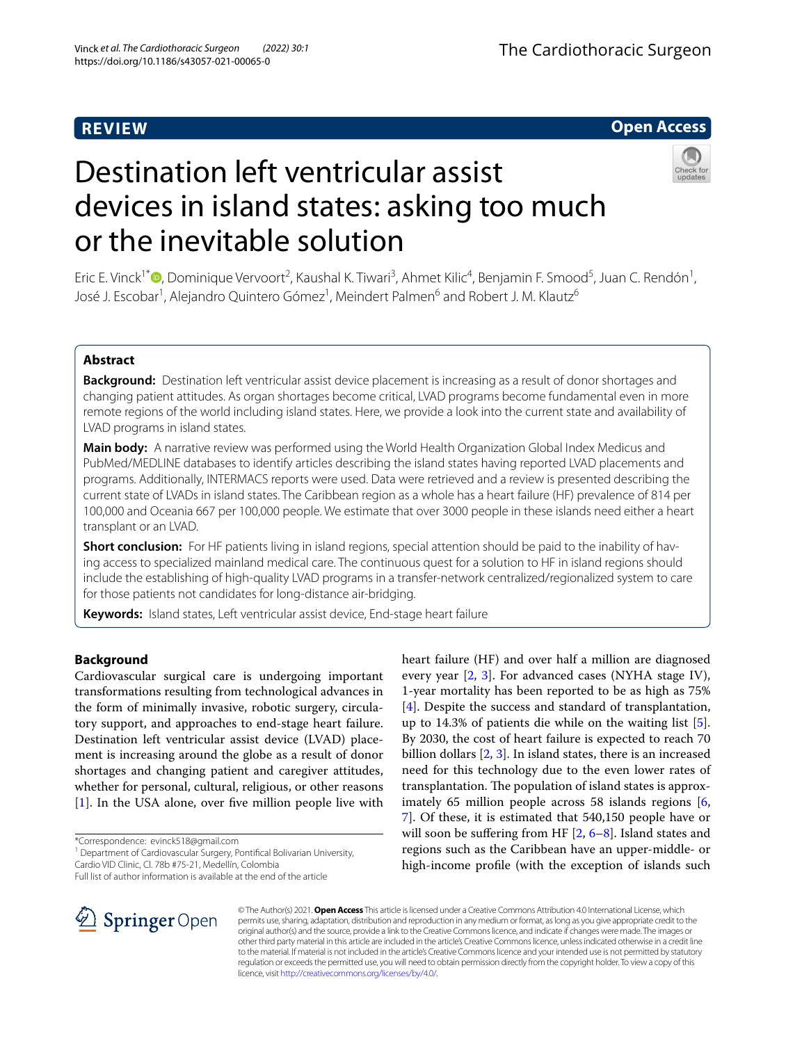REVIEW

Open Access

# Destination left ventricular assist devices in island states: asking too much or the inevitable solution

Eric E. Vinck[1*], Dominique Vervoort[2], Kaushal K. Tiwari[3], Ahmet Kilic[4], Benjamin F. Smood[5], Juan C. Rendón[1], José J. Escobar[1], Alejandro Quintero Gómez[1], Meindert Palmen[6] and Robert J. M. Klautz[6]

## Abstract

**Background:** Destination left ventricular assist device placement is increasing as a result of donor shortages and changing patient attitudes. As organ shortages become critical, LVAD programs become fundamental even in more remote regions of the world including island states. Here, we provide a look into the current state and availability of LVAD programs in island states.

**Main body:** A narrative review was performed using the World Health Organization Global Index Medicus and PubMed/MEDLINE databases to identify articles describing the island states having reported LVAD placements and programs. Additionally, INTERMACS reports were used. Data were retrieved and a review is presented describing the current state of LVADs in island states. The Caribbean region as a whole has a heart failure (HF) prevalence of 814 per 100,000 and Oceania 667 per 100,000 people. We estimate that over 3000 people in these islands need either a heart transplant or an LVAD.

**Short conclusion:** For HF patients living in island regions, special attention should be paid to the inability of having access to specialized mainland medical care. The continuous quest for a solution to HF in island regions should include the establishing of high-quality LVAD programs in a transfer-network centralized/regionalized system to care for those patients not candidates for long-distance air-bridging.

**Keywords:** Island states, Left ventricular assist device, End-stage heart failure

## Background

Cardiovascular surgical care is undergoing important transformations resulting from technological advances in the form of minimally invasive, robotic surgery, circulatory support, and approaches to end-stage heart failure. Destination left ventricular assist device (LVAD) placement is increasing around the globe as a result of donor shortages and changing patient and caregiver attitudes, whether for personal, cultural, religious, or other reasons [1]. In the USA alone, over five million people live with heart failure (HF) and over half a million are diagnosed every year [2, 3]. For advanced cases (NYHA stage IV), 1-year mortality has been reported to be as high as 75% [4]. Despite the success and standard of transplantation, up to 14.3% of patients die while on the waiting list [5]. By 2030, the cost of heart failure is expected to reach 70 billion dollars [2, 3]. In island states, there is an increased need for this technology due to the even lower rates of transplantation. The population of island states is approximately 65 million people across 58 islands regions [6, 7]. Of these, it is estimated that 540,150 people have or will soon be suffering from HF [2, 6–8]. Island states and regions such as the Caribbean have an upper-middle- or high-income profile (with the exception of islands such

*Correspondence: evinck518@gmail.com

[1] Department of Cardiovascular Surgery, Pontifical Bolivarian University, Cardio VID Clinic, Cl. 78b #75-21, Medellín, Colombia

Full list of author information is available at the end of the article

© The Author(s) 2021. **Open Access** This article is licensed under a Creative Commons Attribution 4.0 International License, which permits use, sharing, adaptation, distribution and reproduction in any medium or format, as long as you give appropriate credit to the original author(s) and the source, provide a link to the Creative Commons licence, and indicate if changes were made. The images or other third party material in this article are included in the article's Creative Commons licence, unless indicated otherwise in a credit line to the material. If material is not included in the article's Creative Commons licence and your intended use is not permitted by statutory regulation or exceeds the permitted use, you will need to obtain permission directly from the copyright holder. To view a copy of this licence, visit http://creativecommons.org/licenses/by/4.0/.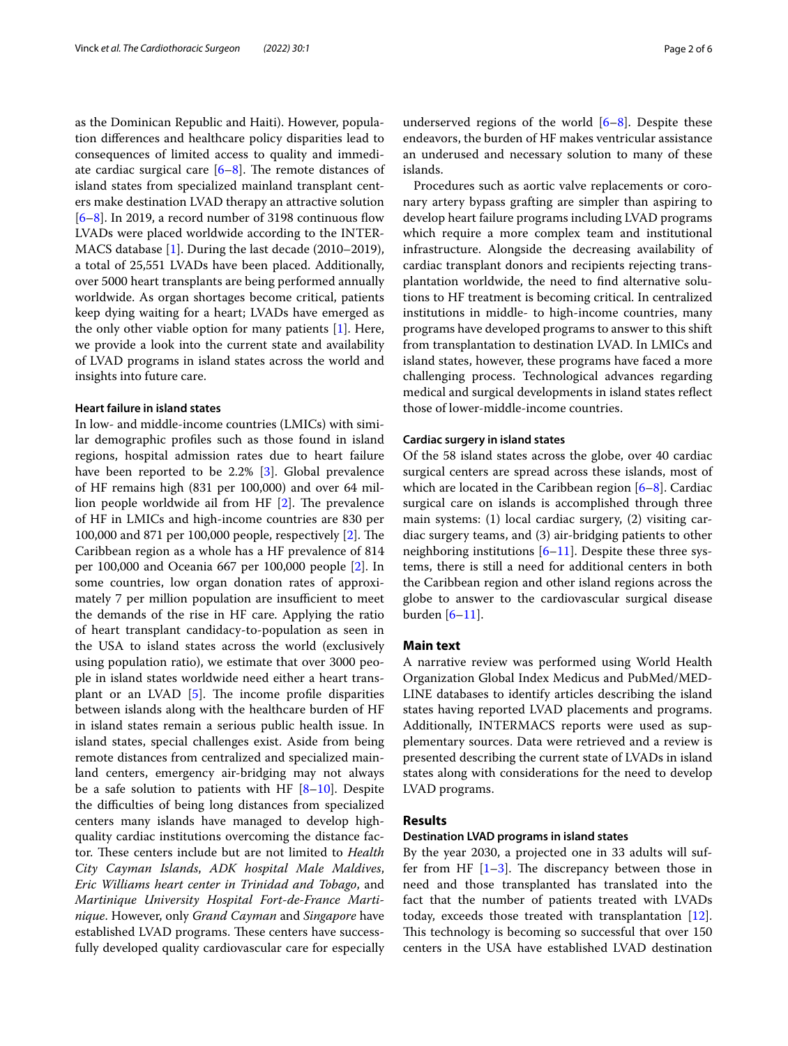as the Dominican Republic and Haiti). However, population differences and healthcare policy disparities lead to consequences of limited access to quality and immediate cardiac surgical care [6–8]. The remote distances of island states from specialized mainland transplant centers make destination LVAD therapy an attractive solution [6–8]. In 2019, a record number of 3198 continuous flow LVADs were placed worldwide according to the INTERMACS database [1]. During the last decade (2010–2019), a total of 25,551 LVADs have been placed. Additionally, over 5000 heart transplants are being performed annually worldwide. As organ shortages become critical, patients keep dying waiting for a heart; LVADs have emerged as the only other viable option for many patients [1]. Here, we provide a look into the current state and availability of LVAD programs in island states across the world and insights into future care.

### Heart failure in island states

In low- and middle-income countries (LMICs) with similar demographic profiles such as those found in island regions, hospital admission rates due to heart failure have been reported to be 2.2% [3]. Global prevalence of HF remains high (831 per 100,000) and over 64 million people worldwide ail from HF [2]. The prevalence of HF in LMICs and high-income countries are 830 per 100,000 and 871 per 100,000 people, respectively [2]. The Caribbean region as a whole has a HF prevalence of 814 per 100,000 and Oceania 667 per 100,000 people [2]. In some countries, low organ donation rates of approximately 7 per million population are insufficient to meet the demands of the rise in HF care. Applying the ratio of heart transplant candidacy-to-population as seen in the USA to island states across the world (exclusively using population ratio), we estimate that over 3000 people in island states worldwide need either a heart transplant or an LVAD [5]. The income profile disparities between islands along with the healthcare burden of HF in island states remain a serious public health issue. In island states, special challenges exist. Aside from being remote distances from centralized and specialized mainland centers, emergency air-bridging may not always be a safe solution to patients with HF [8–10]. Despite the difficulties of being long distances from specialized centers many islands have managed to develop high-quality cardiac institutions overcoming the distance factor. These centers include but are not limited to *Health City Cayman Islands*, *ADK hospital Male Maldives*, *Eric Williams heart center in Trinidad and Tobago*, and *Martinique University Hospital Fort-de-France Martinique*. However, only *Grand Cayman* and *Singapore* have established LVAD programs. These centers have successfully developed quality cardiovascular care for especially underserved regions of the world [6–8]. Despite these endeavors, the burden of HF makes ventricular assistance an underused and necessary solution to many of these islands.

Procedures such as aortic valve replacements or coronary artery bypass grafting are simpler than aspiring to develop heart failure programs including LVAD programs which require a more complex team and institutional infrastructure. Alongside the decreasing availability of cardiac transplant donors and recipients rejecting transplantation worldwide, the need to find alternative solutions to HF treatment is becoming critical. In centralized institutions in middle- to high-income countries, many programs have developed programs to answer to this shift from transplantation to destination LVAD. In LMICs and island states, however, these programs have faced a more challenging process. Technological advances regarding medical and surgical developments in island states reflect those of lower-middle-income countries.

### Cardiac surgery in island states

Of the 58 island states across the globe, over 40 cardiac surgical centers are spread across these islands, most of which are located in the Caribbean region [6–8]. Cardiac surgical care on islands is accomplished through three main systems: (1) local cardiac surgery, (2) visiting cardiac surgery teams, and (3) air-bridging patients to other neighboring institutions [6–11]. Despite these three systems, there is still a need for additional centers in both the Caribbean region and other island regions across the globe to answer to the cardiovascular surgical disease burden [6–11].

## Main text

A narrative review was performed using World Health Organization Global Index Medicus and PubMed/MEDLINE databases to identify articles describing the island states having reported LVAD placements and programs. Additionally, INTERMACS reports were used as supplementary sources. Data were retrieved and a review is presented describing the current state of LVADs in island states along with considerations for the need to develop LVAD programs.

## Results

### Destination LVAD programs in island states

By the year 2030, a projected one in 33 adults will suffer from HF [1–3]. The discrepancy between those in need and those transplanted has translated into the fact that the number of patients treated with LVADs today, exceeds those treated with transplantation [12]. This technology is becoming so successful that over 150 centers in the USA have established LVAD destination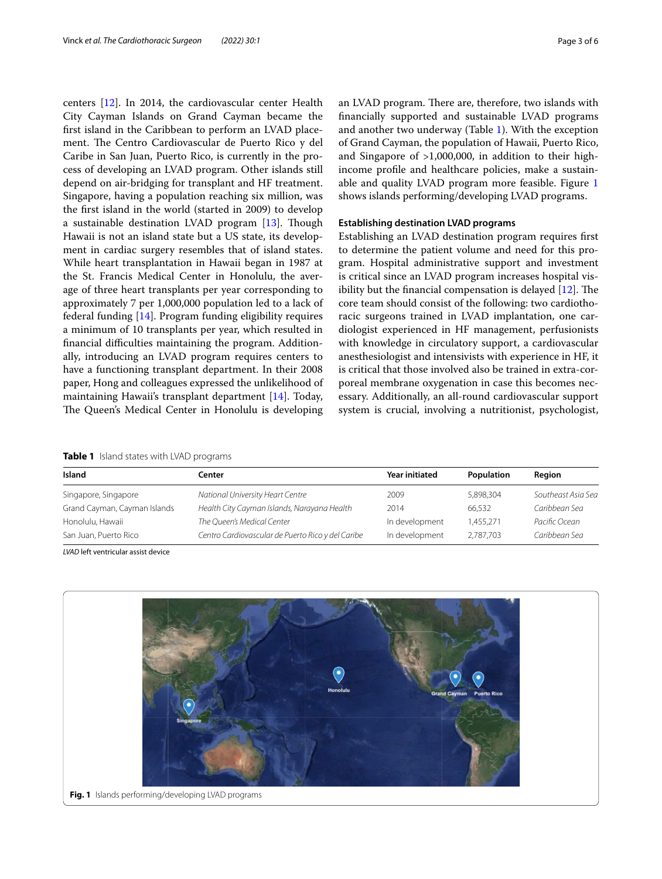centers [12]. In 2014, the cardiovascular center Health City Cayman Islands on Grand Cayman became the first island in the Caribbean to perform an LVAD placement. The Centro Cardiovascular de Puerto Rico y del Caribe in San Juan, Puerto Rico, is currently in the process of developing an LVAD program. Other islands still depend on air-bridging for transplant and HF treatment. Singapore, having a population reaching six million, was the first island in the world (started in 2009) to develop a sustainable destination LVAD program [13]. Though Hawaii is not an island state but a US state, its development in cardiac surgery resembles that of island states. While heart transplantation in Hawaii began in 1987 at the St. Francis Medical Center in Honolulu, the average of three heart transplants per year corresponding to approximately 7 per 1,000,000 population led to a lack of federal funding [14]. Program funding eligibility requires a minimum of 10 transplants per year, which resulted in financial difficulties maintaining the program. Additionally, introducing an LVAD program requires centers to have a functioning transplant department. In their 2008 paper, Hong and colleagues expressed the unlikelihood of maintaining Hawaii's transplant department [14]. Today, The Queen's Medical Center in Honolulu is developing an LVAD program. There are, therefore, two islands with financially supported and sustainable LVAD programs and another two underway (Table 1). With the exception of Grand Cayman, the population of Hawaii, Puerto Rico, and Singapore of >1,000,000, in addition to their high-income profile and healthcare policies, make a sustainable and quality LVAD program more feasible. Figure 1 shows islands performing/developing LVAD programs.

### Establishing destination LVAD programs

Establishing an LVAD destination program requires first to determine the patient volume and need for this program. Hospital administrative support and investment is critical since an LVAD program increases hospital visibility but the financial compensation is delayed [12]. The core team should consist of the following: two cardiothoracic surgeons trained in LVAD implantation, one cardiologist experienced in HF management, perfusionists with knowledge in circulatory support, a cardiovascular anesthesiologist and intensivists with experience in HF, it is critical that those involved also be trained in extra-corporeal membrane oxygenation in case this becomes necessary. Additionally, an all-round cardiovascular support system is crucial, involving a nutritionist, psychologist,

**Table 1** Island states with LVAD programs

| Island | Center | Year initiated | Population | Region |
|---|---|---|---|---|
| Singapore, Singapore | *National University Heart Centre* | 2009 | 5,898,304 | *Southeast Asia Sea* |
| Grand Cayman, Cayman Islands | *Health City Cayman Islands, Narayana Health* | 2014 | 66,532 | *Caribbean Sea* |
| Honolulu, Hawaii | *The Queen's Medical Center* | In development | 1,455,271 | *Pacific Ocean* |
| San Juan, Puerto Rico | *Centro Cardiovascular de Puerto Rico y del Caribe* | In development | 2,787,703 | *Caribbean Sea* |

*LVAD* left ventricular assist device

**Fig. 1** Islands performing/developing LVAD programs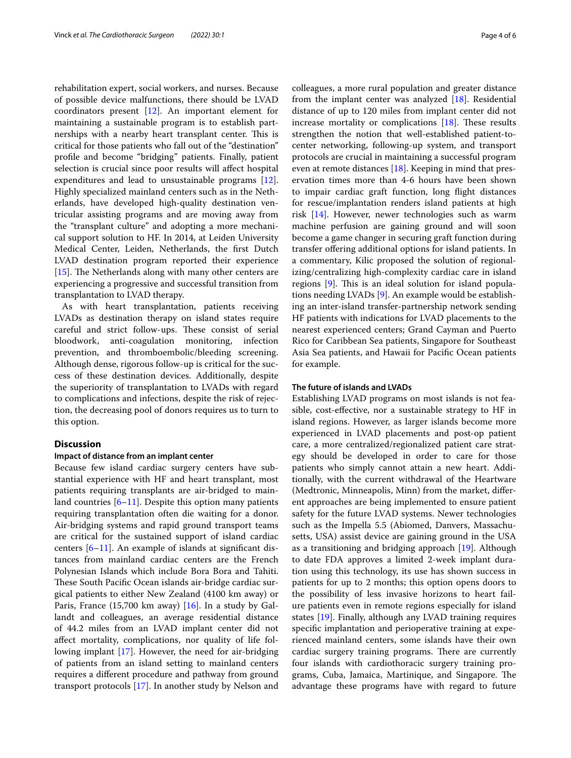rehabilitation expert, social workers, and nurses. Because of possible device malfunctions, there should be LVAD coordinators present [12]. An important element for maintaining a sustainable program is to establish partnerships with a nearby heart transplant center. This is critical for those patients who fall out of the "destination" profile and become "bridging" patients. Finally, patient selection is crucial since poor results will affect hospital expenditures and lead to unsustainable programs [12]. Highly specialized mainland centers such as in the Netherlands, have developed high-quality destination ventricular assisting programs and are moving away from the "transplant culture" and adopting a more mechanical support solution to HF. In 2014, at Leiden University Medical Center, Leiden, Netherlands, the first Dutch LVAD destination program reported their experience [15]. The Netherlands along with many other centers are experiencing a progressive and successful transition from transplantation to LVAD therapy.

As with heart transplantation, patients receiving LVADs as destination therapy on island states require careful and strict follow-ups. These consist of serial bloodwork, anti-coagulation monitoring, infection prevention, and thromboembolic/bleeding screening. Although dense, rigorous follow-up is critical for the success of these destination devices. Additionally, despite the superiority of transplantation to LVADs with regard to complications and infections, despite the risk of rejection, the decreasing pool of donors requires us to turn to this option.

## Discussion

### Impact of distance from an implant center

Because few island cardiac surgery centers have substantial experience with HF and heart transplant, most patients requiring transplants are air-bridged to mainland countries [6–11]. Despite this option many patients requiring transplantation often die waiting for a donor. Air-bridging systems and rapid ground transport teams are critical for the sustained support of island cardiac centers [6–11]. An example of islands at significant distances from mainland cardiac centers are the French Polynesian Islands which include Bora Bora and Tahiti. These South Pacific Ocean islands air-bridge cardiac surgical patients to either New Zealand (4100 km away) or Paris, France (15,700 km away) [16]. In a study by Gallandt and colleagues, an average residential distance of 44.2 miles from an LVAD implant center did not affect mortality, complications, nor quality of life following implant [17]. However, the need for air-bridging of patients from an island setting to mainland centers requires a different procedure and pathway from ground transport protocols [17]. In another study by Nelson and colleagues, a more rural population and greater distance from the implant center was analyzed [18]. Residential distance of up to 120 miles from implant center did not increase mortality or complications [18]. These results strengthen the notion that well-established patient-to-center networking, following-up system, and transport protocols are crucial in maintaining a successful program even at remote distances [18]. Keeping in mind that preservation times more than 4-6 hours have been shown to impair cardiac graft function, long flight distances for rescue/implantation renders island patients at high risk [14]. However, newer technologies such as warm machine perfusion are gaining ground and will soon become a game changer in securing graft function during transfer offering additional options for island patients. In a commentary, Kilic proposed the solution of regionalizing/centralizing high-complexity cardiac care in island regions [9]. This is an ideal solution for island populations needing LVADs [9]. An example would be establishing an inter-island transfer-partnership network sending HF patients with indications for LVAD placements to the nearest experienced centers; Grand Cayman and Puerto Rico for Caribbean Sea patients, Singapore for Southeast Asia Sea patients, and Hawaii for Pacific Ocean patients for example.

### The future of islands and LVADs

Establishing LVAD programs on most islands is not feasible, cost-effective, nor a sustainable strategy to HF in island regions. However, as larger islands become more experienced in LVAD placements and post-op patient care, a more centralized/regionalized patient care strategy should be developed in order to care for those patients who simply cannot attain a new heart. Additionally, with the current withdrawal of the Heartware (Medtronic, Minneapolis, Minn) from the market, different approaches are being implemented to ensure patient safety for the future LVAD systems. Newer technologies such as the Impella 5.5 (Abiomed, Danvers, Massachusetts, USA) assist device are gaining ground in the USA as a transitioning and bridging approach [19]. Although to date FDA approves a limited 2-week implant duration using this technology, its use has shown success in patients for up to 2 months; this option opens doors to the possibility of less invasive horizons to heart failure patients even in remote regions especially for island states [19]. Finally, although any LVAD training requires specific implantation and perioperative training at experienced mainland centers, some islands have their own cardiac surgery training programs. There are currently four islands with cardiothoracic surgery training programs, Cuba, Jamaica, Martinique, and Singapore. The advantage these programs have with regard to future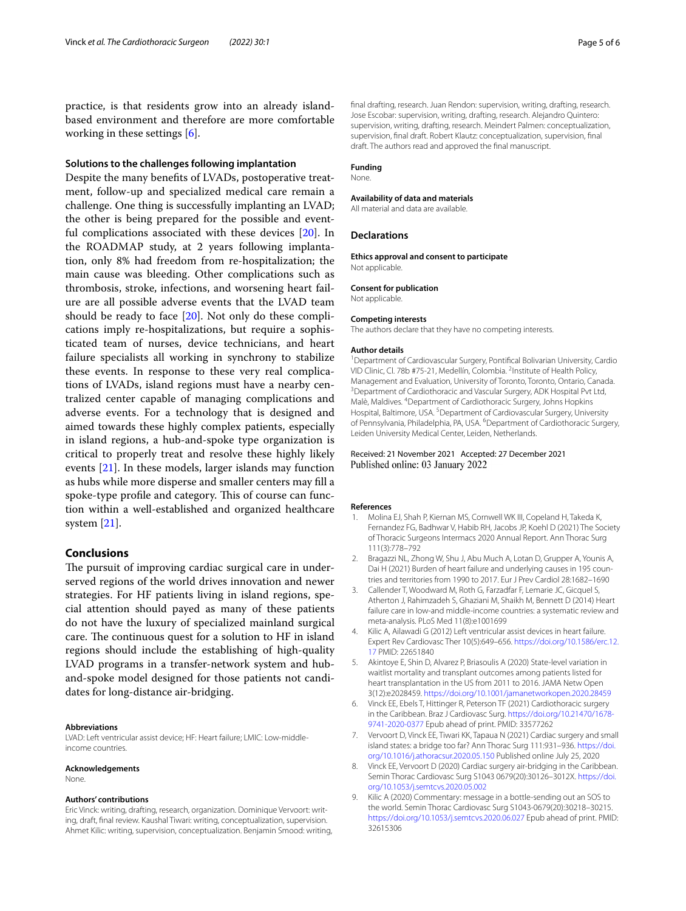practice, is that residents grow into an already island-based environment and therefore are more comfortable working in these settings [6].

### Solutions to the challenges following implantation

Despite the many benefits of LVADs, postoperative treatment, follow-up and specialized medical care remain a challenge. One thing is successfully implanting an LVAD; the other is being prepared for the possible and eventful complications associated with these devices [20]. In the ROADMAP study, at 2 years following implantation, only 8% had freedom from re-hospitalization; the main cause was bleeding. Other complications such as thrombosis, stroke, infections, and worsening heart failure are all possible adverse events that the LVAD team should be ready to face [20]. Not only do these complications imply re-hospitalizations, but require a sophisticated team of nurses, device technicians, and heart failure specialists all working in synchrony to stabilize these events. In response to these very real complications of LVADs, island regions must have a nearby centralized center capable of managing complications and adverse events. For a technology that is designed and aimed towards these highly complex patients, especially in island regions, a hub-and-spoke type organization is critical to properly treat and resolve these highly likely events [21]. In these models, larger islands may function as hubs while more disperse and smaller centers may fill a spoke-type profile and category. This of course can function within a well-established and organized healthcare system [21].

## Conclusions

The pursuit of improving cardiac surgical care in underserved regions of the world drives innovation and newer strategies. For HF patients living in island regions, special attention should payed as many of these patients do not have the luxury of specialized mainland surgical care. The continuous quest for a solution to HF in island regions should include the establishing of high-quality LVAD programs in a transfer-network system and hub-and-spoke model designed for those patients not candidates for long-distance air-bridging.

#### Abbreviations

LVAD: Left ventricular assist device; HF: Heart failure; LMIC: Low-middle-income countries.

#### Acknowledgements

None.

#### Authors' contributions

Eric Vinck: writing, drafting, research, organization. Dominique Vervoort: writing, draft, final review. Kaushal Tiwari: writing, conceptualization, supervision. Ahmet Kilic: writing, supervision, conceptualization. Benjamin Smood: writing, final drafting, research. Juan Rendon: supervision, writing, drafting, research. Jose Escobar: supervision, writing, drafting, research. Alejandro Quintero: supervision, writing, drafting, research. Meindert Palmen: conceptualization, supervision, final draft. Robert Klautz: conceptualization, supervision, final draft. The authors read and approved the final manuscript.

#### Funding

None.

#### Availability of data and materials

All material and data are available.

### Declarations

#### Ethics approval and consent to participate

Not applicable.

#### Consent for publication

Not applicable.

#### Competing interests

The authors declare that they have no competing interests.

#### Author details

[1]Department of Cardiovascular Surgery, Pontifical Bolivarian University, Cardio VID Clinic, Cl. 78b #75-21, Medellín, Colombia. [2]Institute of Health Policy, Management and Evaluation, University of Toronto, Toronto, Ontario, Canada. [3]Department of Cardiothoracic and Vascular Surgery, ADK Hospital Pvt Ltd, Malè, Maldives. [4]Department of Cardiothoracic Surgery, Johns Hopkins Hospital, Baltimore, USA. [5]Department of Cardiovascular Surgery, University of Pennsylvania, Philadelphia, PA, USA. [6]Department of Cardiothoracic Surgery, Leiden University Medical Center, Leiden, Netherlands.

Received: 21 November 2021 Accepted: 27 December 2021
Published online: 03 January 2022

#### References

1. Molina EJ, Shah P, Kiernan MS, Cornwell WK III, Copeland H, Takeda K, Fernandez FG, Badhwar V, Habib RH, Jacobs JP, Koehl D (2021) The Society of Thoracic Surgeons Intermacs 2020 Annual Report. Ann Thorac Surg 111(3):778–792
2. Bragazzi NL, Zhong W, Shu J, Abu Much A, Lotan D, Grupper A, Younis A, Dai H (2021) Burden of heart failure and underlying causes in 195 countries and territories from 1990 to 2017. Eur J Prev Cardiol 28:1682–1690
3. Callender T, Woodward M, Roth G, Farzadfar F, Lemarie JC, Gicquel S, Atherton J, Rahimzadeh S, Ghaziani M, Shaikh M, Bennett D (2014) Heart failure care in low-and middle-income countries: a systematic review and meta-analysis. PLoS Med 11(8):e1001699
4. Kilic A, Ailawadi G (2012) Left ventricular assist devices in heart failure. Expert Rev Cardiovasc Ther 10(5):649–656. https://doi.org/10.1586/erc.12.17 PMID: 22651840
5. Akintoye E, Shin D, Alvarez P, Briasoulis A (2020) State-level variation in waitlist mortality and transplant outcomes among patients listed for heart transplantation in the US from 2011 to 2016. JAMA Netw Open 3(12):e2028459. https://doi.org/10.1001/jamanetworkopen.2020.28459
6. Vinck EE, Ebels T, Hittinger R, Peterson TF (2021) Cardiothoracic surgery in the Caribbean. Braz J Cardiovasc Surg. https://doi.org/10.21470/1678-9741-2020-0377 Epub ahead of print. PMID: 33577262
7. Vervoort D, Vinck EE, Tiwari KK, Tapaua N (2021) Cardiac surgery and small island states: a bridge too far? Ann Thorac Surg 111:931–936. https://doi.org/10.1016/j.athoracsur.2020.05.150 Published online July 25, 2020
8. Vinck EE, Vervoort D (2020) Cardiac surgery air-bridging in the Caribbean. Semin Thorac Cardiovasc Surg S1043 0679(20):30126–3012X. https://doi.org/10.1053/j.semtcvs.2020.05.002
9. Kilic A (2020) Commentary: message in a bottle-sending out an SOS to the world. Semin Thorac Cardiovasc Surg S1043-0679(20):30218–30215. https://doi.org/10.1053/j.semtcvs.2020.06.027 Epub ahead of print. PMID: 32615306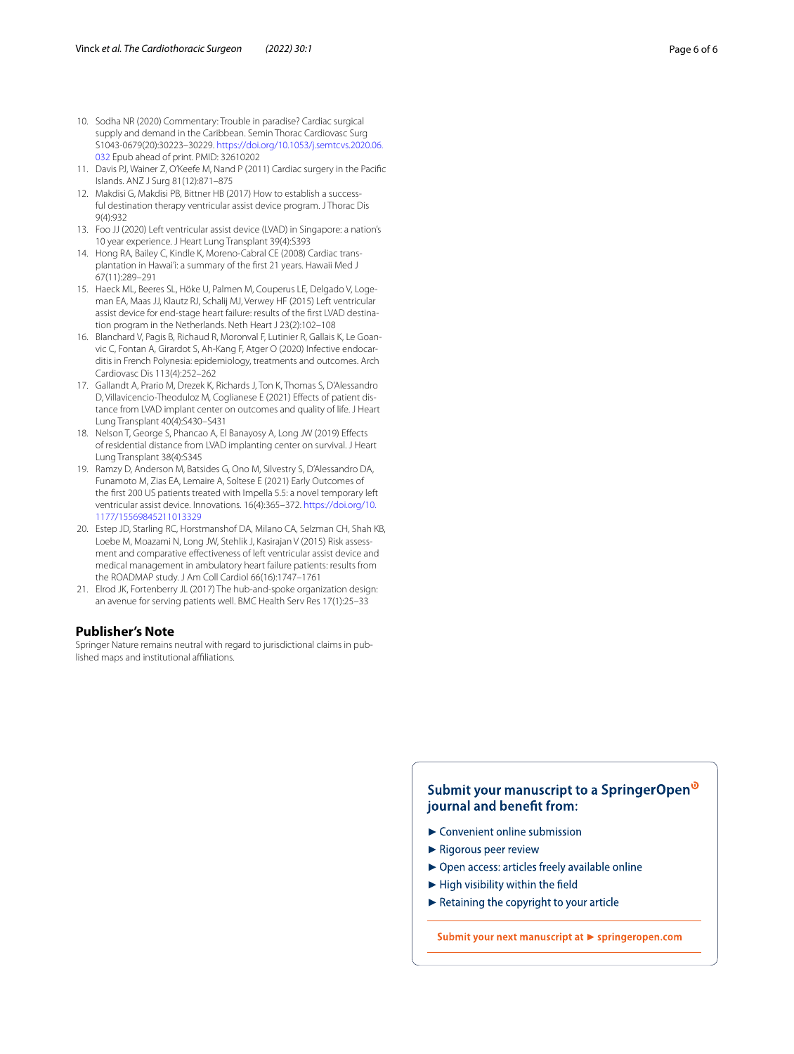10. Sodha NR (2020) Commentary: Trouble in paradise? Cardiac surgical supply and demand in the Caribbean. Semin Thorac Cardiovasc Surg S1043-0679(20):30223–30229. https://doi.org/10.1053/j.semtcvs.2020.06.032 Epub ahead of print. PMID: 32610202
11. Davis PJ, Wainer Z, O'Keefe M, Nand P (2011) Cardiac surgery in the Pacific Islands. ANZ J Surg 81(12):871–875
12. Makdisi G, Makdisi PB, Bittner HB (2017) How to establish a successful destination therapy ventricular assist device program. J Thorac Dis 9(4):932
13. Foo JJ (2020) Left ventricular assist device (LVAD) in Singapore: a nation's 10 year experience. J Heart Lung Transplant 39(4):S393
14. Hong RA, Bailey C, Kindle K, Moreno-Cabral CE (2008) Cardiac transplantation in Hawai'i: a summary of the first 21 years. Hawaii Med J 67(11):289–291
15. Haeck ML, Beeres SL, Höke U, Palmen M, Couperus LE, Delgado V, Logeman EA, Maas JJ, Klautz RJ, Schalij MJ, Verwey HF (2015) Left ventricular assist device for end-stage heart failure: results of the first LVAD destination program in the Netherlands. Neth Heart J 23(2):102–108
16. Blanchard V, Pagis B, Richaud R, Moronval F, Lutinier R, Gallais K, Le Goanvic C, Fontan A, Girardot S, Ah-Kang F, Atger O (2020) Infective endocarditis in French Polynesia: epidemiology, treatments and outcomes. Arch Cardiovasc Dis 113(4):252–262
17. Gallandt A, Prario M, Drezek K, Richards J, Ton K, Thomas S, D'Alessandro D, Villavicencio-Theoduloz M, Coglianese E (2021) Effects of patient distance from LVAD implant center on outcomes and quality of life. J Heart Lung Transplant 40(4):S430–S431
18. Nelson T, George S, Phancao A, El Banayosy A, Long JW (2019) Effects of residential distance from LVAD implanting center on survival. J Heart Lung Transplant 38(4):S345
19. Ramzy D, Anderson M, Batsides G, Ono M, Silvestry S, D'Alessandro DA, Funamoto M, Zias EA, Lemaire A, Soltese E (2021) Early Outcomes of the first 200 US patients treated with Impella 5.5: a novel temporary left ventricular assist device. Innovations. 16(4):365–372. https://doi.org/10.1177/15569845211013329
20. Estep JD, Starling RC, Horstmanshof DA, Milano CA, Selzman CH, Shah KB, Loebe M, Moazami N, Long JW, Stehlik J, Kasirajan V (2015) Risk assessment and comparative effectiveness of left ventricular assist device and medical management in ambulatory heart failure patients: results from the ROADMAP study. J Am Coll Cardiol 66(16):1747–1761
21. Elrod JK, Fortenberry JL (2017) The hub-and-spoke organization design: an avenue for serving patients well. BMC Health Serv Res 17(1):25–33

## Publisher's Note

Springer Nature remains neutral with regard to jurisdictional claims in published maps and institutional affiliations.

**Submit your manuscript to a SpringerOpen journal and benefit from:**

- ► Convenient online submission
- ► Rigorous peer review
- ► Open access: articles freely available online
- ► High visibility within the field
- ► Retaining the copyright to your article

**Submit your next manuscript at ► springeropen.com**